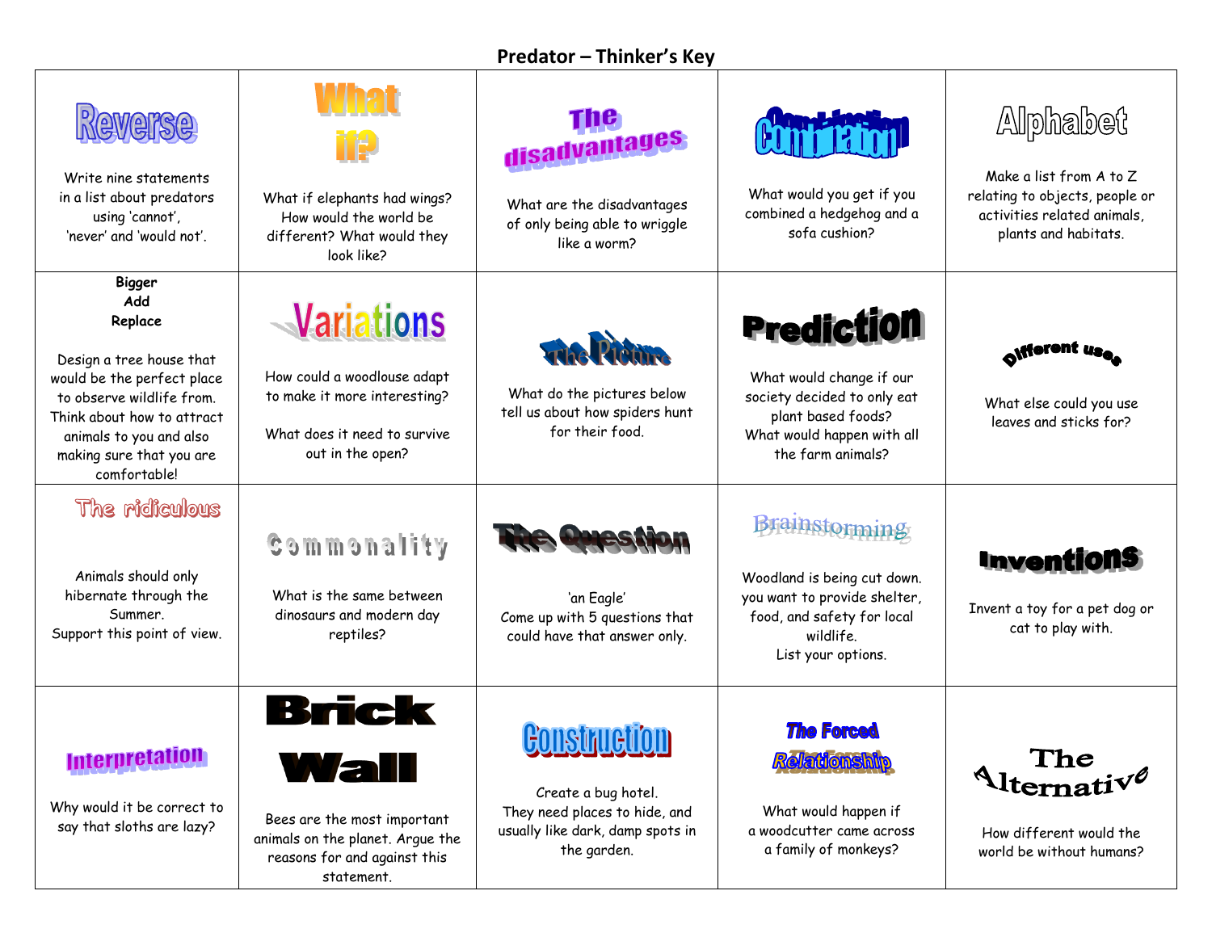# Predator – Thinker's Key

| | | | | |
|---|---|---|---|---|
| **Reverse**<br><br>Write nine statements in a list about predators using 'cannot', 'never' and 'would not'. | **What if?**<br><br>What if elephants had wings? How would the world be different? What would they look like? | **The disadvantages**<br><br>What are the disadvantages of only being able to wriggle like a worm? | **Combination**<br><br>What would you get if you combined a hedgehog and a sofa cushion? | **Alphabet**<br><br>Make a list from A to Z relating to objects, people or activities related animals, plants and habitats. |
| **Bigger Add Replace**<br><br>Design a tree house that would be the perfect place to observe wildlife from. Think about how to attract animals to you and also making sure that you are comfortable! | **Variations**<br><br>How could a woodlouse adapt to make it more interesting?<br><br>What does it need to survive out in the open? | **The Picture**<br><br>What do the pictures below tell us about how spiders hunt for their food. | **Prediction**<br><br>What would change if our society decided to only eat plant based foods? What would happen with all the farm animals? | **Different uses**<br><br>What else could you use leaves and sticks for? |
| **The ridiculous**<br><br>Animals should only hibernate through the Summer. Support this point of view. | **Commonality**<br><br>What is the same between dinosaurs and modern day reptiles? | **The Question**<br><br>'an Eagle'<br>Come up with 5 questions that could have that answer only. | **Brainstorming**<br><br>Woodland is being cut down. you want to provide shelter, food, and safety for local wildlife. List your options. | **Inventions**<br><br>Invent a toy for a pet dog or cat to play with. |
| **Interpretation**<br><br>Why would it be correct to say that sloths are lazy? | **Brick Wall**<br><br>Bees are the most important animals on the planet. Argue the reasons for and against this statement. | **Construction**<br><br>Create a bug hotel. They need places to hide, and usually like dark, damp spots in the garden. | **The Forced Relationship**<br><br>What would happen if a woodcutter came across a family of monkeys? | **The Alternative**<br><br>How different would the world be without humans? |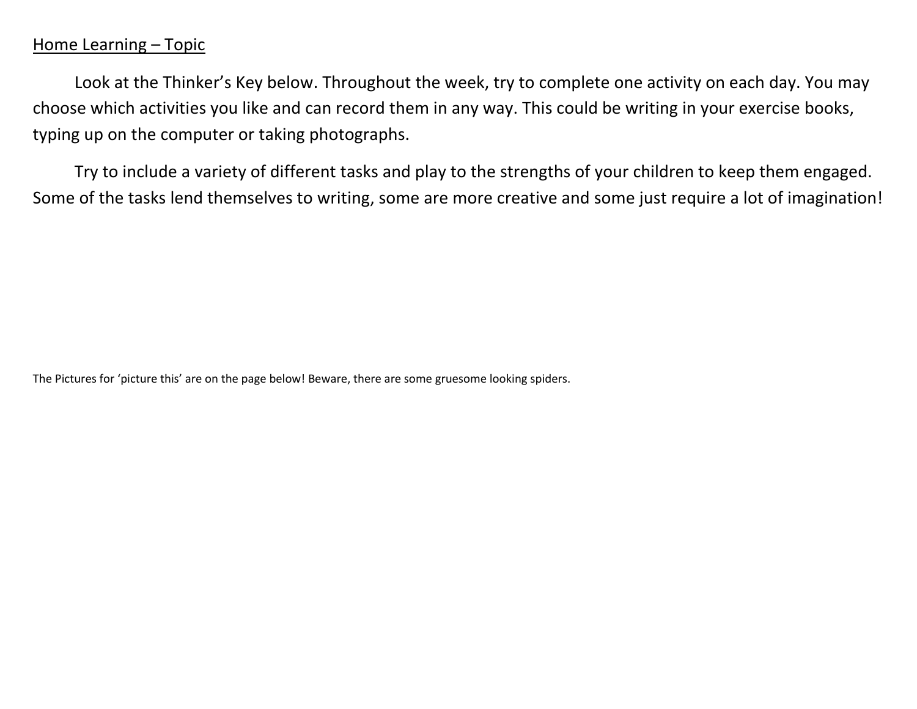Home Learning – Topic

Look at the Thinker's Key below. Throughout the week, try to complete one activity on each day. You may choose which activities you like and can record them in any way. This could be writing in your exercise books, typing up on the computer or taking photographs.

Try to include a variety of different tasks and play to the strengths of your children to keep them engaged. Some of the tasks lend themselves to writing, some are more creative and some just require a lot of imagination!

The Pictures for 'picture this' are on the page below! Beware, there are some gruesome looking spiders.